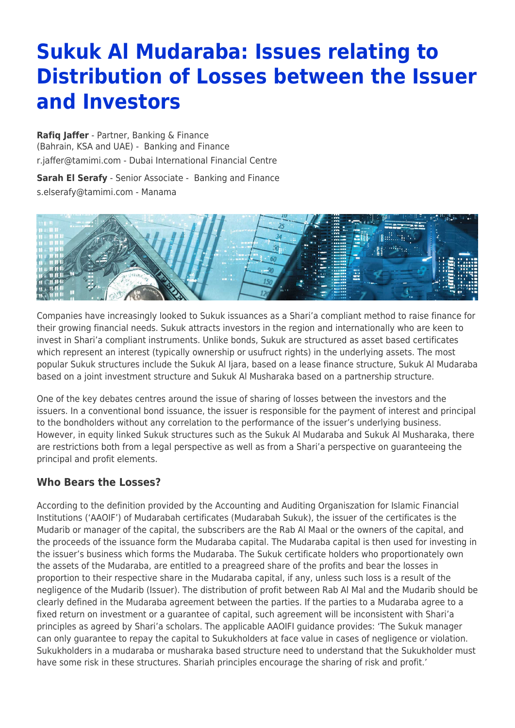# Sukuk Al Mudaraba: Issues relating to Distribution of Losses between the Issuer and Investors

**Rafiq Jaffer** - Partner, Banking & Finance (Bahrain, KSA and UAE) - Banking and Finance
r.jaffer@tamimi.com - Dubai International Financial Centre

**Sarah El Serafy** - Senior Associate - Banking and Finance
s.elserafy@tamimi.com - Manama

Companies have increasingly looked to Sukuk issuances as a Shari'a compliant method to raise finance for their growing financial needs. Sukuk attracts investors in the region and internationally who are keen to invest in Shari'a compliant instruments. Unlike bonds, Sukuk are structured as asset based certificates which represent an interest (typically ownership or usufruct rights) in the underlying assets. The most popular Sukuk structures include the Sukuk Al Ijara, based on a lease finance structure, Sukuk Al Mudaraba based on a joint investment structure and Sukuk Al Musharaka based on a partnership structure.

One of the key debates centres around the issue of sharing of losses between the investors and the issuers. In a conventional bond issuance, the issuer is responsible for the payment of interest and principal to the bondholders without any correlation to the performance of the issuer's underlying business. However, in equity linked Sukuk structures such as the Sukuk Al Mudaraba and Sukuk Al Musharaka, there are restrictions both from a legal perspective as well as from a Shari'a perspective on guaranteeing the principal and profit elements.

### Who Bears the Losses?

According to the definition provided by the Accounting and Auditing Organiszation for Islamic Financial Institutions ('AAOIF') of Mudarabah certificates (Mudarabah Sukuk), the issuer of the certificates is the Mudarib or manager of the capital, the subscribers are the Rab Al Maal or the owners of the capital, and the proceeds of the issuance form the Mudaraba capital. The Mudaraba capital is then used for investing in the issuer's business which forms the Mudaraba. The Sukuk certificate holders who proportionately own the assets of the Mudaraba, are entitled to a preagreed share of the profits and bear the losses in proportion to their respective share in the Mudaraba capital, if any, unless such loss is a result of the negligence of the Mudarib (Issuer). The distribution of profit between Rab Al Mal and the Mudarib should be clearly defined in the Mudaraba agreement between the parties. If the parties to a Mudaraba agree to a fixed return on investment or a guarantee of capital, such agreement will be inconsistent with Shari'a principles as agreed by Shari'a scholars. The applicable AAOIFI guidance provides: 'The Sukuk manager can only guarantee to repay the capital to Sukukholders at face value in cases of negligence or violation. Sukukholders in a mudaraba or musharaka based structure need to understand that the Sukukholder must have some risk in these structures. Shariah principles encourage the sharing of risk and profit.'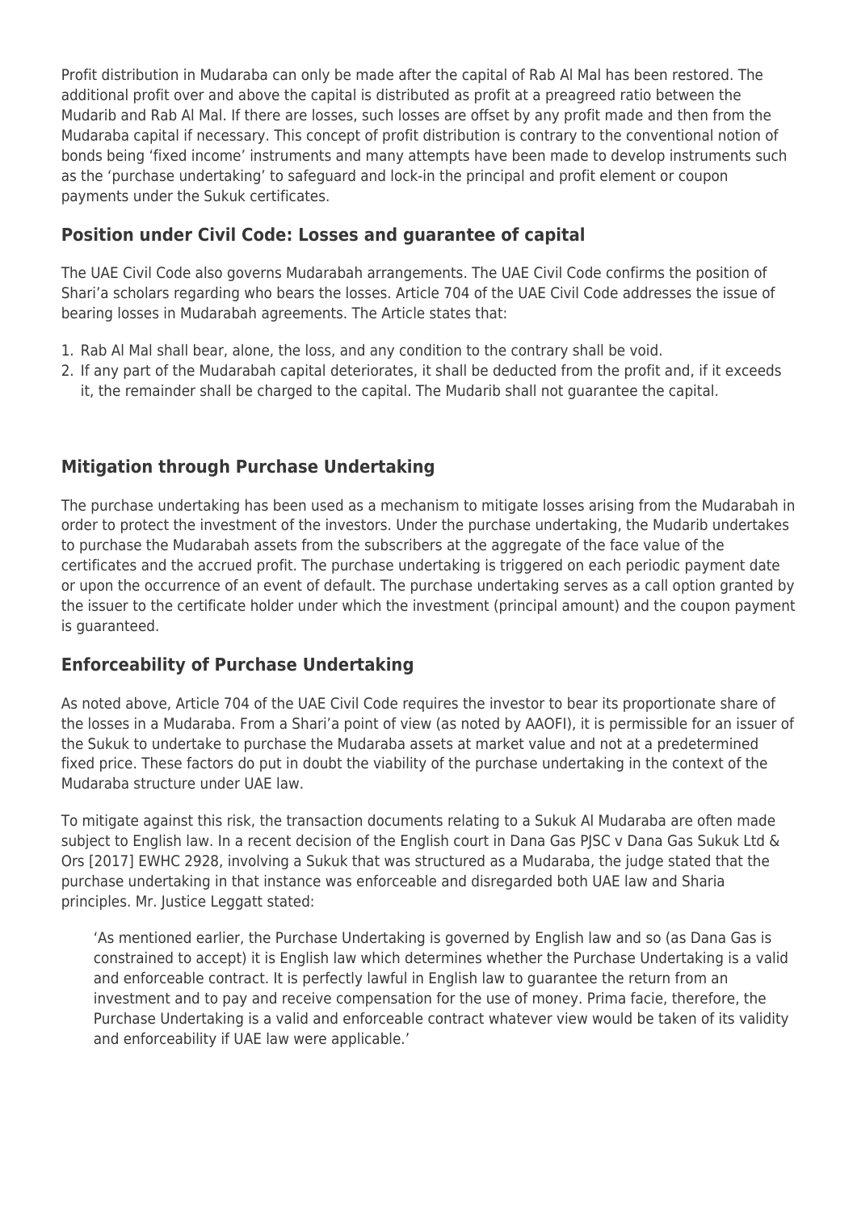Profit distribution in Mudaraba can only be made after the capital of Rab Al Mal has been restored. The additional profit over and above the capital is distributed as profit at a preagreed ratio between the Mudarib and Rab Al Mal. If there are losses, such losses are offset by any profit made and then from the Mudaraba capital if necessary. This concept of profit distribution is contrary to the conventional notion of bonds being 'fixed income' instruments and many attempts have been made to develop instruments such as the 'purchase undertaking' to safeguard and lock-in the principal and profit element or coupon payments under the Sukuk certificates.

### Position under Civil Code: Losses and guarantee of capital

The UAE Civil Code also governs Mudarabah arrangements. The UAE Civil Code confirms the position of Shari'a scholars regarding who bears the losses. Article 704 of the UAE Civil Code addresses the issue of bearing losses in Mudarabah agreements. The Article states that:

1. Rab Al Mal shall bear, alone, the loss, and any condition to the contrary shall be void.
2. If any part of the Mudarabah capital deteriorates, it shall be deducted from the profit and, if it exceeds it, the remainder shall be charged to the capital. The Mudarib shall not guarantee the capital.

### Mitigation through Purchase Undertaking

The purchase undertaking has been used as a mechanism to mitigate losses arising from the Mudarabah in order to protect the investment of the investors. Under the purchase undertaking, the Mudarib undertakes to purchase the Mudarabah assets from the subscribers at the aggregate of the face value of the certificates and the accrued profit. The purchase undertaking is triggered on each periodic payment date or upon the occurrence of an event of default. The purchase undertaking serves as a call option granted by the issuer to the certificate holder under which the investment (principal amount) and the coupon payment is guaranteed.

### Enforceability of Purchase Undertaking

As noted above, Article 704 of the UAE Civil Code requires the investor to bear its proportionate share of the losses in a Mudaraba. From a Shari'a point of view (as noted by AAOFI), it is permissible for an issuer of the Sukuk to undertake to purchase the Mudaraba assets at market value and not at a predetermined fixed price. These factors do put in doubt the viability of the purchase undertaking in the context of the Mudaraba structure under UAE law.

To mitigate against this risk, the transaction documents relating to a Sukuk Al Mudaraba are often made subject to English law. In a recent decision of the English court in Dana Gas PJSC v Dana Gas Sukuk Ltd & Ors [2017] EWHC 2928, involving a Sukuk that was structured as a Mudaraba, the judge stated that the purchase undertaking in that instance was enforceable and disregarded both UAE law and Sharia principles. Mr. Justice Leggatt stated:

> 'As mentioned earlier, the Purchase Undertaking is governed by English law and so (as Dana Gas is constrained to accept) it is English law which determines whether the Purchase Undertaking is a valid and enforceable contract. It is perfectly lawful in English law to guarantee the return from an investment and to pay and receive compensation for the use of money. Prima facie, therefore, the Purchase Undertaking is a valid and enforceable contract whatever view would be taken of its validity and enforceability if UAE law were applicable.'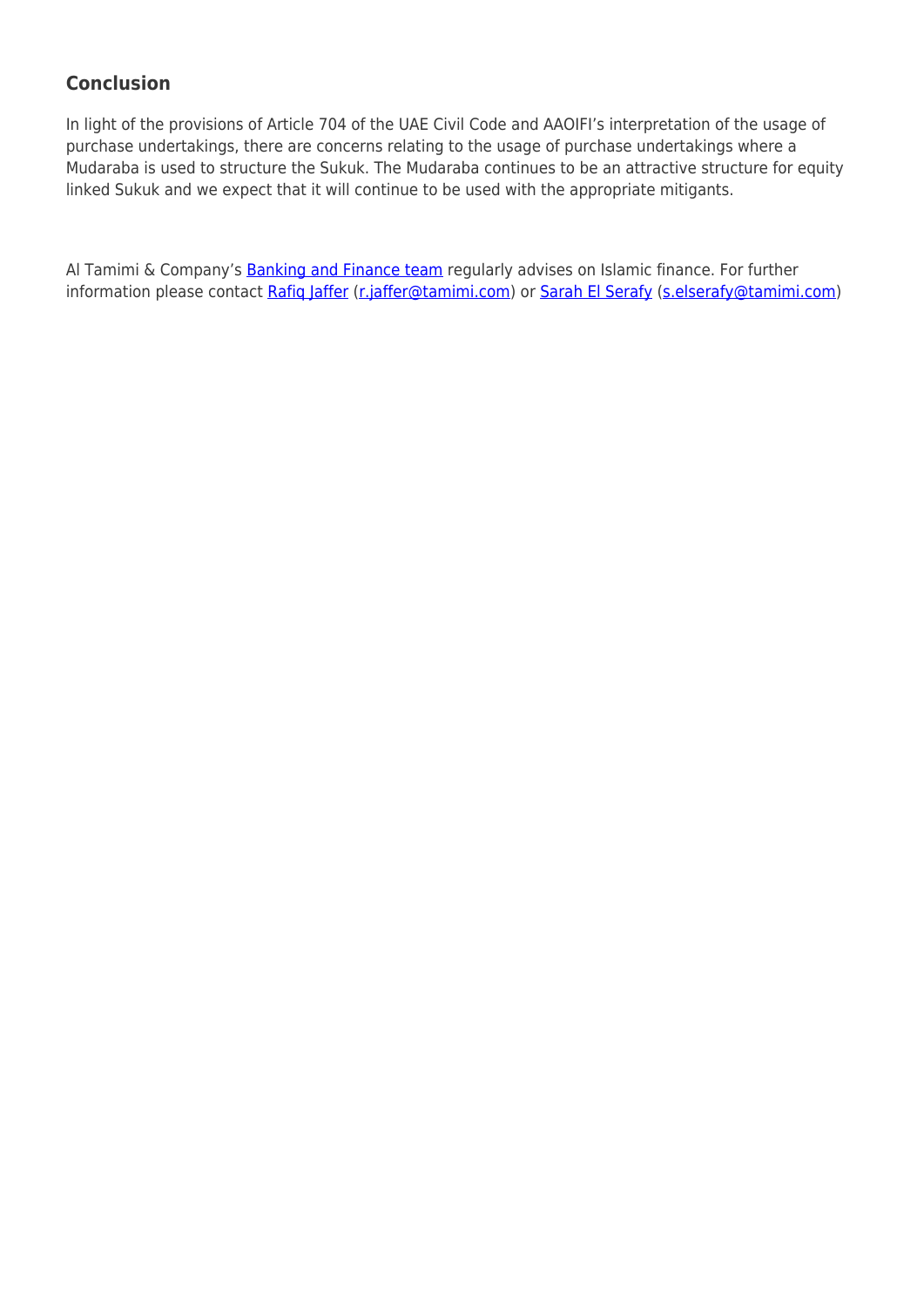## Conclusion

In light of the provisions of Article 704 of the UAE Civil Code and AAOIFI's interpretation of the usage of purchase undertakings, there are concerns relating to the usage of purchase undertakings where a Mudaraba is used to structure the Sukuk. The Mudaraba continues to be an attractive structure for equity linked Sukuk and we expect that it will continue to be used with the appropriate mitigants.

Al Tamimi & Company's Banking and Finance team regularly advises on Islamic finance. For further information please contact Rafiq Jaffer (r.jaffer@tamimi.com) or Sarah El Serafy (s.elserafy@tamimi.com)